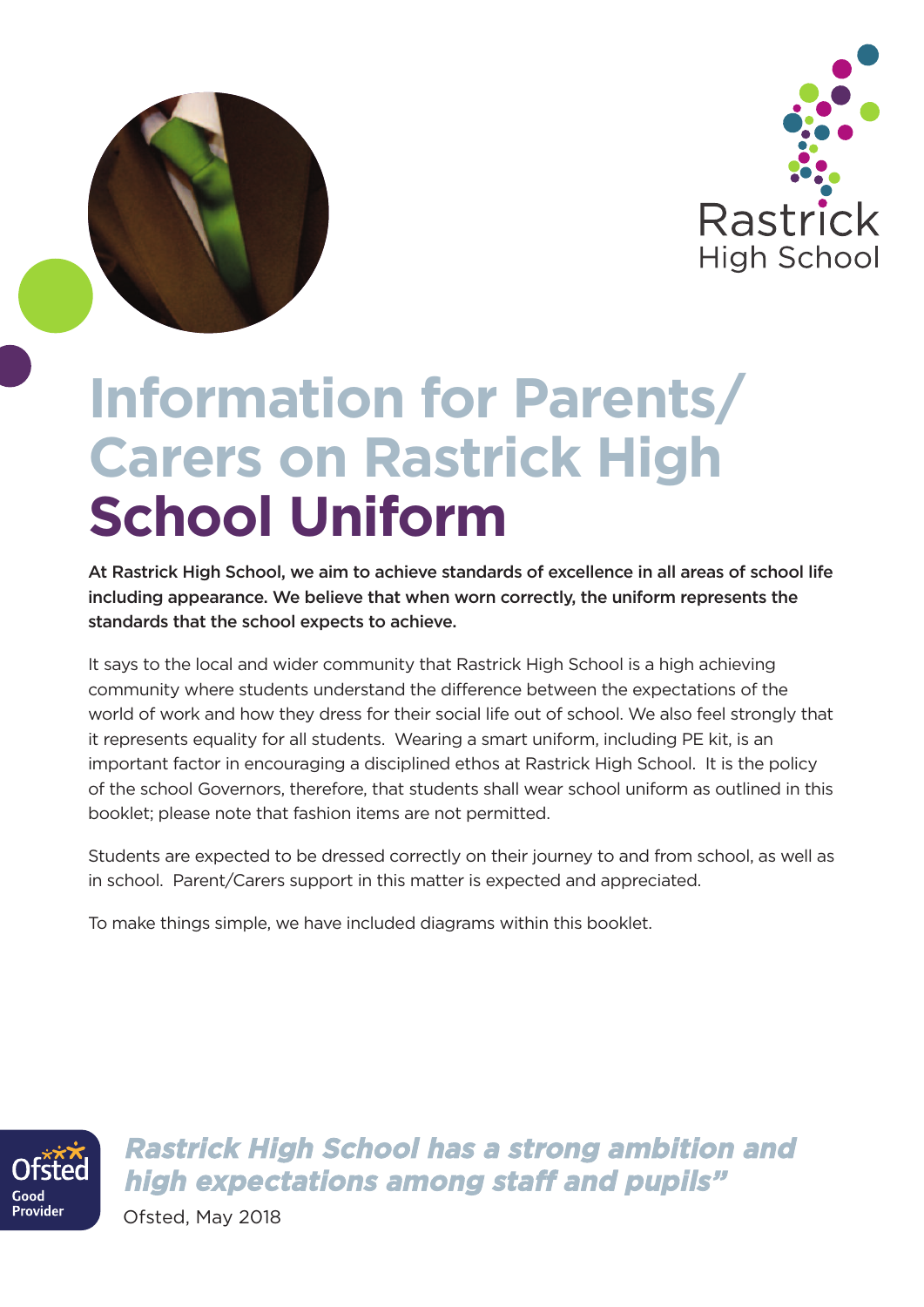Rastrick
High School

# Information for Parents/ Carers on Rastrick High School Uniform

**At Rastrick High School, we aim to achieve standards of excellence in all areas of school life including appearance. We believe that when worn correctly, the uniform represents the standards that the school expects to achieve.**

It says to the local and wider community that Rastrick High School is a high achieving community where students understand the difference between the expectations of the world of work and how they dress for their social life out of school. We also feel strongly that it represents equality for all students. Wearing a smart uniform, including PE kit, is an important factor in encouraging a disciplined ethos at Rastrick High School. It is the policy of the school Governors, therefore, that students shall wear school uniform as outlined in this booklet; please note that fashion items are not permitted.

Students are expected to be dressed correctly on their journey to and from school, as well as in school. Parent/Carers support in this matter is expected and appreciated.

To make things simple, we have included diagrams within this booklet.

Ofsted Good Provider

***Rastrick High School has a strong ambition and high expectations among staff and pupils"***

Ofsted, May 2018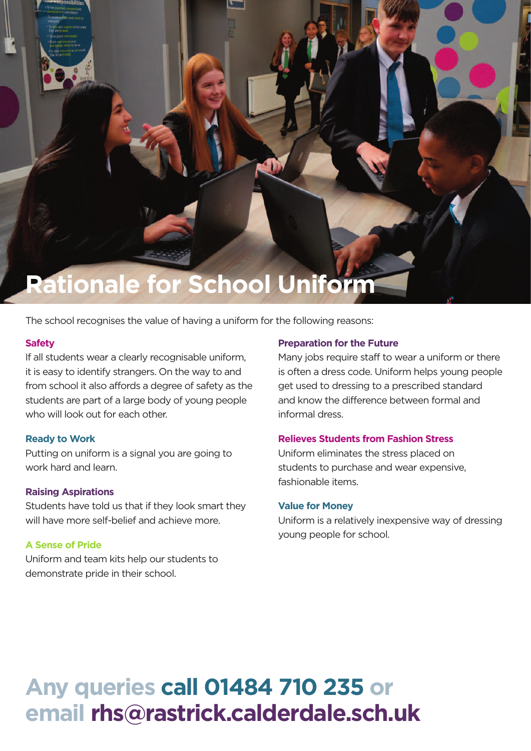# Rationale for School Uniform

The school recognises the value of having a uniform for the following reasons:

### Safety

If all students wear a clearly recognisable uniform, it is easy to identify strangers. On the way to and from school it also affords a degree of safety as the students are part of a large body of young people who will look out for each other.

### Ready to Work

Putting on uniform is a signal you are going to work hard and learn.

### Raising Aspirations

Students have told us that if they look smart they will have more self-belief and achieve more.

### A Sense of Pride

Uniform and team kits help our students to demonstrate pride in their school.

### Preparation for the Future

Many jobs require staff to wear a uniform or there is often a dress code. Uniform helps young people get used to dressing to a prescribed standard and know the difference between formal and informal dress.

### Relieves Students from Fashion Stress

Uniform eliminates the stress placed on students to purchase and wear expensive, fashionable items.

### Value for Money

Uniform is a relatively inexpensive way of dressing young people for school.

## Any queries **call 01484 710 235** or email **rhs@rastrick.calderdale.sch.uk**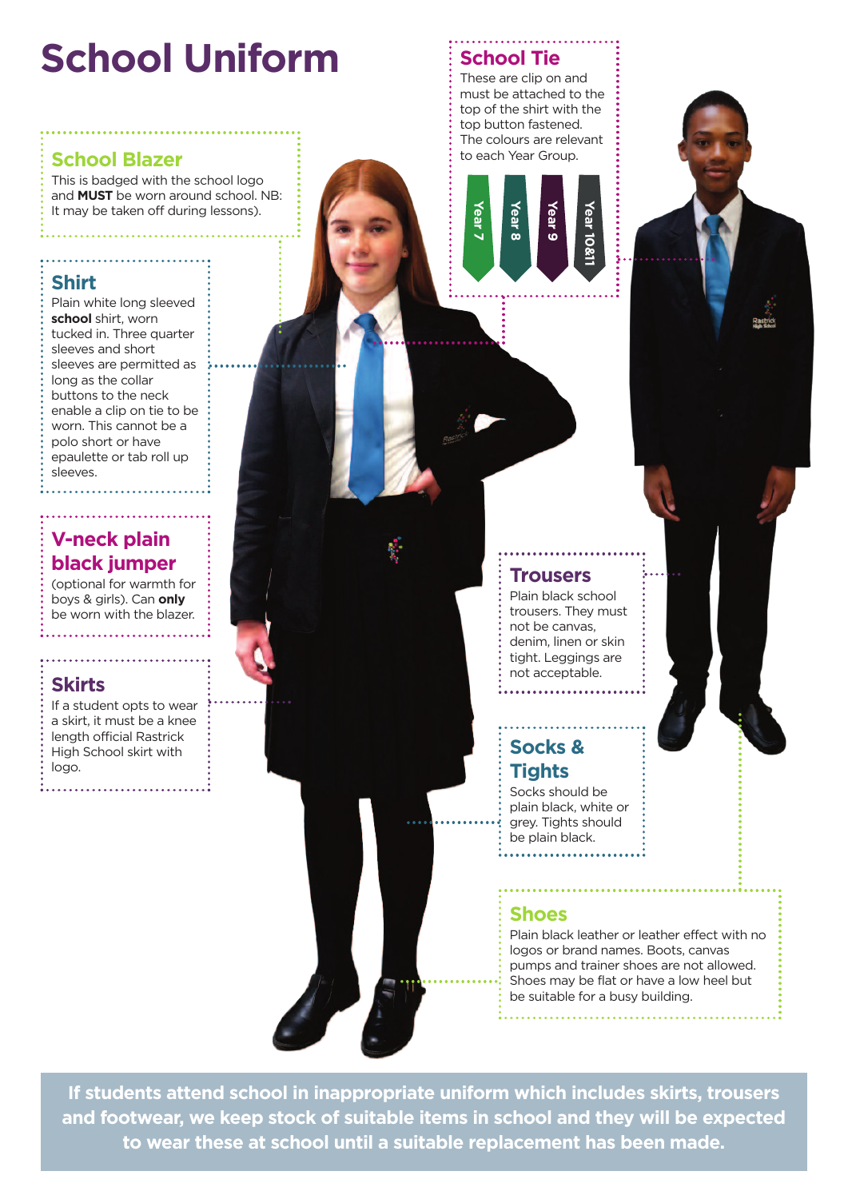# School Uniform

## School Blazer

This is badged with the school logo and **MUST** be worn around school. NB: It may be taken off during lessons).

## School Tie

These are clip on and must be attached to the top of the shirt with the top button fastened. The colours are relevant to each Year Group.

Year 7 | Year 8 | Year 9 | Year 10&11

## Shirt

Plain white long sleeved **school** shirt, worn tucked in. Three quarter sleeves and short sleeves are permitted as long as the collar buttons to the neck enable a clip on tie to be worn. This cannot be a polo short or have epaulette or tab roll up sleeves.

## V-neck plain black jumper

(optional for warmth for boys & girls). Can **only** be worn with the blazer.

## Skirts

If a student opts to wear a skirt, it must be a knee length official Rastrick High School skirt with logo.

## Trousers

Plain black school trousers. They must not be canvas, denim, linen or skin tight. Leggings are not acceptable.

## Socks & Tights

Socks should be plain black, white or grey. Tights should be plain black.

## Shoes

Plain black leather or leather effect with no logos or brand names. Boots, canvas pumps and trainer shoes are not allowed. Shoes may be flat or have a low heel but be suitable for a busy building.

**If students attend school in inappropriate uniform which includes skirts, trousers and footwear, we keep stock of suitable items in school and they will be expected to wear these at school until a suitable replacement has been made.**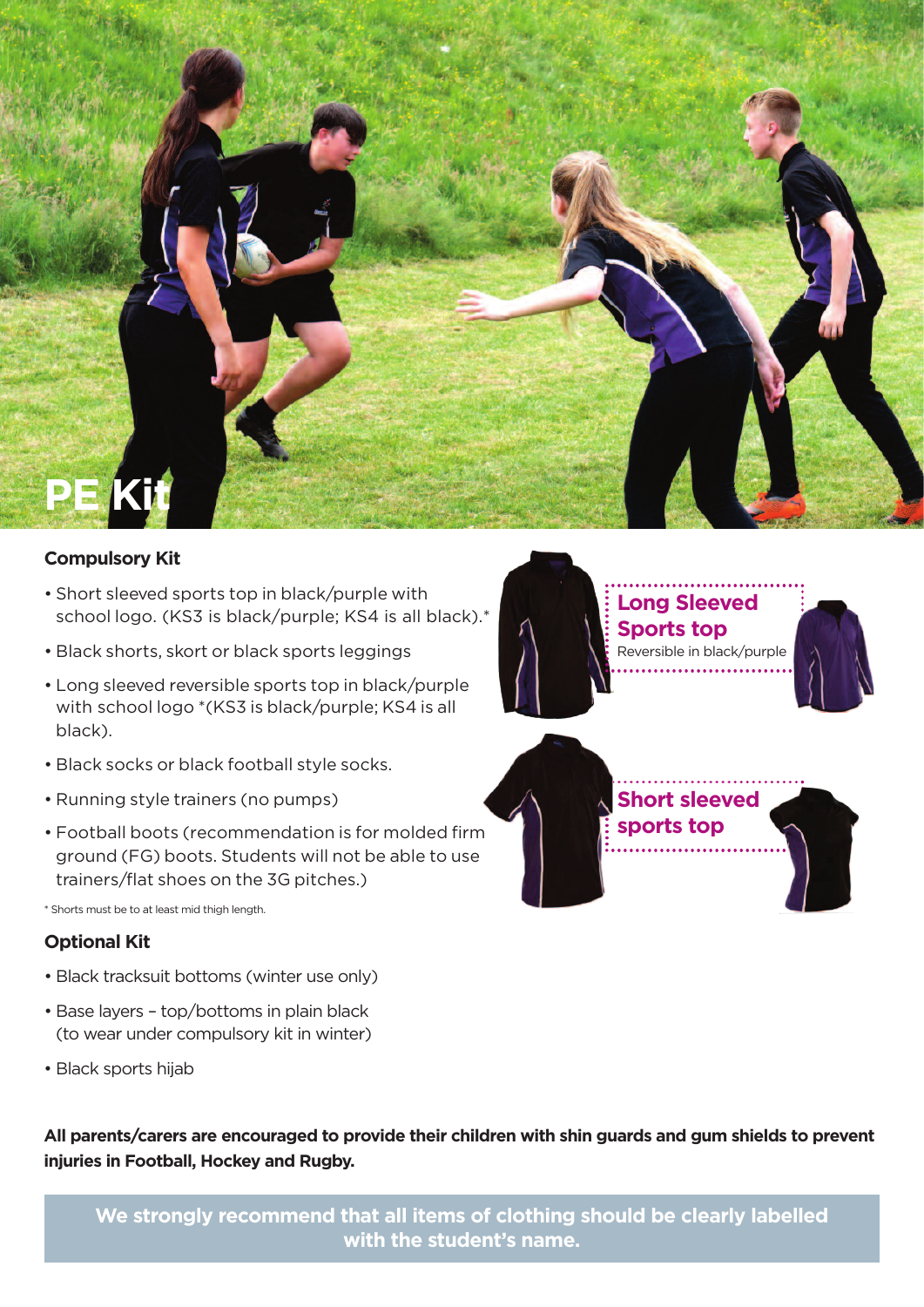# PE Kit

### Compulsory Kit

- Short sleeved sports top in black/purple with school logo. (KS3 is black/purple; KS4 is all black).*
- Black shorts, skort or black sports leggings
- Long sleeved reversible sports top in black/purple with school logo *(KS3 is black/purple; KS4 is all black).
- Black socks or black football style socks.
- Running style trainers (no pumps)
- Football boots (recommendation is for molded firm ground (FG) boots. Students will not be able to use trainers/flat shoes on the 3G pitches.)

* Shorts must be to at least mid thigh length.

**Long Sleeved Sports top**
Reversible in black/purple

**Short sleeved sports top**

### Optional Kit

- Black tracksuit bottoms (winter use only)
- Base layers – top/bottoms in plain black (to wear under compulsory kit in winter)
- Black sports hijab

**All parents/carers are encouraged to provide their children with shin guards and gum shields to prevent injuries in Football, Hockey and Rugby.**

**We strongly recommend that all items of clothing should be clearly labelled with the student's name.**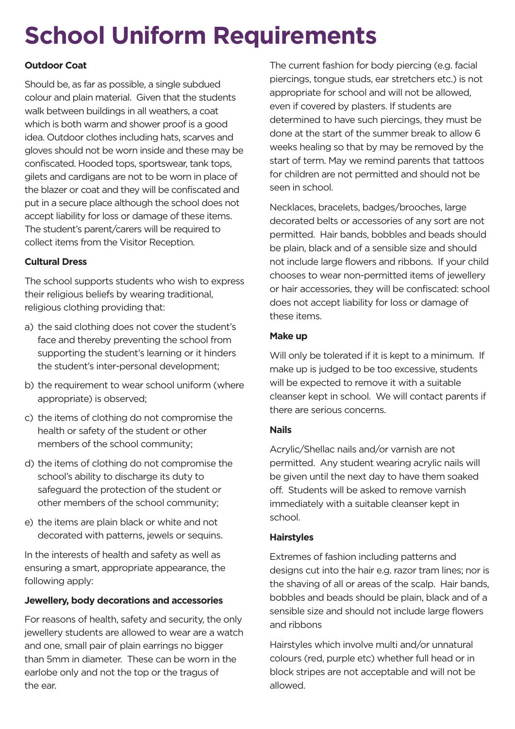# School Uniform Requirements

**Outdoor Coat**

Should be, as far as possible, a single subdued colour and plain material. Given that the students walk between buildings in all weathers, a coat which is both warm and shower proof is a good idea. Outdoor clothes including hats, scarves and gloves should not be worn inside and these may be confiscated. Hooded tops, sportswear, tank tops, gilets and cardigans are not to be worn in place of the blazer or coat and they will be confiscated and put in a secure place although the school does not accept liability for loss or damage of these items. The student's parent/carers will be required to collect items from the Visitor Reception.

**Cultural Dress**

The school supports students who wish to express their religious beliefs by wearing traditional, religious clothing providing that:

a) the said clothing does not cover the student's face and thereby preventing the school from supporting the student's learning or it hinders the student's inter-personal development;

b) the requirement to wear school uniform (where appropriate) is observed;

c) the items of clothing do not compromise the health or safety of the student or other members of the school community;

d) the items of clothing do not compromise the school's ability to discharge its duty to safeguard the protection of the student or other members of the school community;

e) the items are plain black or white and not decorated with patterns, jewels or sequins.

In the interests of health and safety as well as ensuring a smart, appropriate appearance, the following apply:

**Jewellery, body decorations and accessories**

For reasons of health, safety and security, the only jewellery students are allowed to wear are a watch and one, small pair of plain earrings no bigger than 5mm in diameter. These can be worn in the earlobe only and not the top or the tragus of the ear.

The current fashion for body piercing (e.g. facial piercings, tongue studs, ear stretchers etc.) is not appropriate for school and will not be allowed, even if covered by plasters. If students are determined to have such piercings, they must be done at the start of the summer break to allow 6 weeks healing so that by may be removed by the start of term. May we remind parents that tattoos for children are not permitted and should not be seen in school.

Necklaces, bracelets, badges/brooches, large decorated belts or accessories of any sort are not permitted. Hair bands, bobbles and beads should be plain, black and of a sensible size and should not include large flowers and ribbons. If your child chooses to wear non-permitted items of jewellery or hair accessories, they will be confiscated: school does not accept liability for loss or damage of these items.

**Make up**

Will only be tolerated if it is kept to a minimum. If make up is judged to be too excessive, students will be expected to remove it with a suitable cleanser kept in school. We will contact parents if there are serious concerns.

**Nails**

Acrylic/Shellac nails and/or varnish are not permitted. Any student wearing acrylic nails will be given until the next day to have them soaked off. Students will be asked to remove varnish immediately with a suitable cleanser kept in school.

**Hairstyles**

Extremes of fashion including patterns and designs cut into the hair e.g. razor tram lines; nor is the shaving of all or areas of the scalp. Hair bands, bobbles and beads should be plain, black and of a sensible size and should not include large flowers and ribbons

Hairstyles which involve multi and/or unnatural colours (red, purple etc) whether full head or in block stripes are not acceptable and will not be allowed.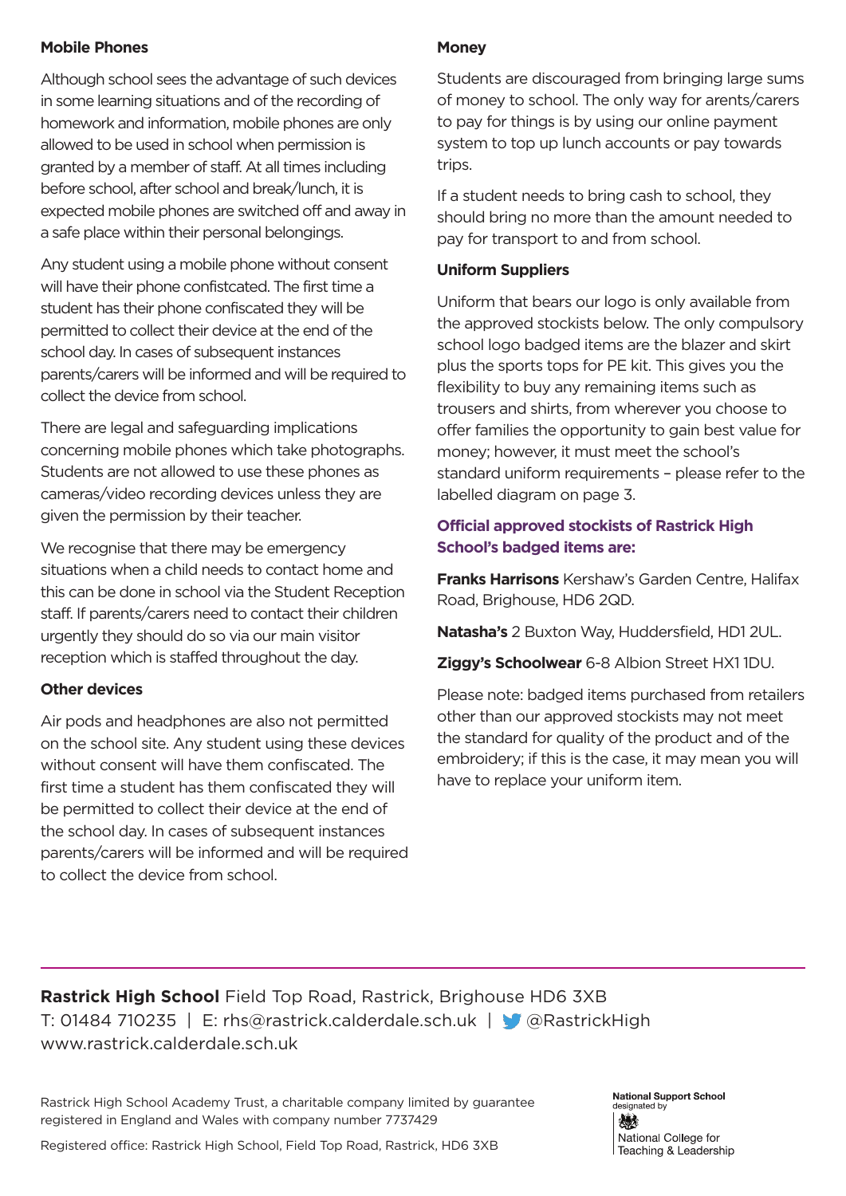### Mobile Phones

Although school sees the advantage of such devices in some learning situations and of the recording of homework and information, mobile phones are only allowed to be used in school when permission is granted by a member of staff. At all times including before school, after school and break/lunch, it is expected mobile phones are switched off and away in a safe place within their personal belongings.

Any student using a mobile phone without consent will have their phone confistcated. The first time a student has their phone confiscated they will be permitted to collect their device at the end of the school day. In cases of subsequent instances parents/carers will be informed and will be required to collect the device from school.

There are legal and safeguarding implications concerning mobile phones which take photographs. Students are not allowed to use these phones as cameras/video recording devices unless they are given the permission by their teacher.

We recognise that there may be emergency situations when a child needs to contact home and this can be done in school via the Student Reception staff. If parents/carers need to contact their children urgently they should do so via our main visitor reception which is staffed throughout the day.

### Other devices

Air pods and headphones are also not permitted on the school site. Any student using these devices without consent will have them confiscated. The first time a student has them confiscated they will be permitted to collect their device at the end of the school day. In cases of subsequent instances parents/carers will be informed and will be required to collect the device from school.

### Money

Students are discouraged from bringing large sums of money to school. The only way for arents/carers to pay for things is by using our online payment system to top up lunch accounts or pay towards trips.

If a student needs to bring cash to school, they should bring no more than the amount needed to pay for transport to and from school.

### Uniform Suppliers

Uniform that bears our logo is only available from the approved stockists below. The only compulsory school logo badged items are the blazer and skirt plus the sports tops for PE kit. This gives you the flexibility to buy any remaining items such as trousers and shirts, from wherever you choose to offer families the opportunity to gain best value for money; however, it must meet the school's standard uniform requirements – please refer to the labelled diagram on page 3.

**Official approved stockists of Rastrick High School's badged items are:**

**Franks Harrisons** Kershaw's Garden Centre, Halifax Road, Brighouse, HD6 2QD.

**Natasha's** 2 Buxton Way, Huddersfield, HD1 2UL.

**Ziggy's Schoolwear** 6-8 Albion Street HX1 1DU.

Please note: badged items purchased from retailers other than our approved stockists may not meet the standard for quality of the product and of the embroidery; if this is the case, it may mean you will have to replace your uniform item.

---

**Rastrick High School** Field Top Road, Rastrick, Brighouse HD6 3XB
T: 01484 710235 | E: rhs@rastrick.calderdale.sch.uk | @RastrickHigh
www.rastrick.calderdale.sch.uk

Rastrick High School Academy Trust, a charitable company limited by guarantee registered in England and Wales with company number 7737429

Registered office: Rastrick High School, Field Top Road, Rastrick, HD6 3XB

National Support School designated by National College for Teaching & Leadership